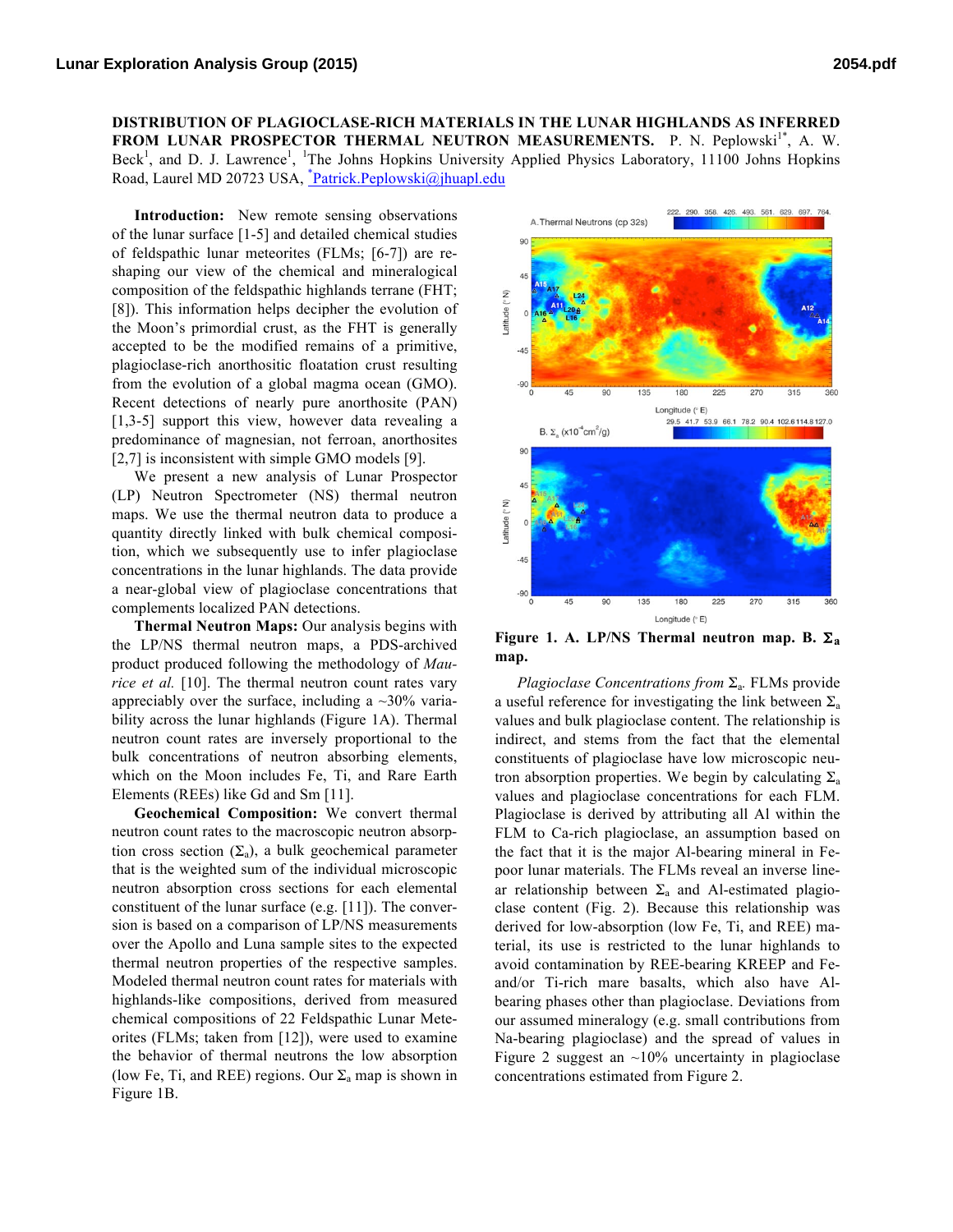**DISTRIBUTION OF PLAGIOCLASE-RICH MATERIALS IN THE LUNAR HIGHLANDS AS INFERRED FROM LUNAR PROSPECTOR THERMAL NEUTRON MEASUREMENTS.** P. N. Peplowski[1*], A. W. Beck[1], and D. J. Lawrence[1], [1]The Johns Hopkins University Applied Physics Laboratory, 11100 Johns Hopkins Road, Laurel MD 20723 USA, [*]Patrick.Peplowski@jhuapl.edu

**Introduction:** New remote sensing observations of the lunar surface [1-5] and detailed chemical studies of feldspathic lunar meteorites (FLMs; [6-7]) are reshaping our view of the chemical and mineralogical composition of the feldspathic highlands terrane (FHT; [8]). This information helps decipher the evolution of the Moon's primordial crust, as the FHT is generally accepted to be the modified remains of a primitive, plagioclase-rich anorthositic floatation crust resulting from the evolution of a global magma ocean (GMO). Recent detections of nearly pure anorthosite (PAN) [1,3-5] support this view, however data revealing a predominance of magnesian, not ferroan, anorthosites [2,7] is inconsistent with simple GMO models [9].

We present a new analysis of Lunar Prospector (LP) Neutron Spectrometer (NS) thermal neutron maps. We use the thermal neutron data to produce a quantity directly linked with bulk chemical composition, which we subsequently use to infer plagioclase concentrations in the lunar highlands. The data provide a near-global view of plagioclase concentrations that complements localized PAN detections.

**Thermal Neutron Maps:** Our analysis begins with the LP/NS thermal neutron maps, a PDS-archived product produced following the methodology of *Maurice et al.* [10]. The thermal neutron count rates vary appreciably over the surface, including a ~30% variability across the lunar highlands (Figure 1A). Thermal neutron count rates are inversely proportional to the bulk concentrations of neutron absorbing elements, which on the Moon includes Fe, Ti, and Rare Earth Elements (REEs) like Gd and Sm [11].

**Geochemical Composition:** We convert thermal neutron count rates to the macroscopic neutron absorption cross section ($\Sigma_a$), a bulk geochemical parameter that is the weighted sum of the individual microscopic neutron absorption cross sections for each elemental constituent of the lunar surface (e.g. [11]). The conversion is based on a comparison of LP/NS measurements over the Apollo and Luna sample sites to the expected thermal neutron properties of the respective samples. Modeled thermal neutron count rates for materials with highlands-like compositions, derived from measured chemical compositions of 22 Feldspathic Lunar Meteorites (FLMs; taken from [12]), were used to examine the behavior of thermal neutrons the low absorption (low Fe, Ti, and REE) regions. Our $\Sigma_a$ map is shown in Figure 1B.

**Figure 1. A. LP/NS Thermal neutron map. B. $\Sigma_a$ map.**

*Plagioclase Concentrations from* $\Sigma_a$. FLMs provide a useful reference for investigating the link between $\Sigma_a$ values and bulk plagioclase content. The relationship is indirect, and stems from the fact that the elemental constituents of plagioclase have low microscopic neutron absorption properties. We begin by calculating $\Sigma_a$ values and plagioclase concentrations for each FLM. Plagioclase is derived by attributing all Al within the FLM to Ca-rich plagioclase, an assumption based on the fact that it is the major Al-bearing mineral in Fe-poor lunar materials. The FLMs reveal an inverse linear relationship between $\Sigma_a$ and Al-estimated plagioclase content (Fig. 2). Because this relationship was derived for low-absorption (low Fe, Ti, and REE) material, its use is restricted to the lunar highlands to avoid contamination by REE-bearing KREEP and Fe-and/or Ti-rich mare basalts, which also have Al-bearing phases other than plagioclase. Deviations from our assumed mineralogy (e.g. small contributions from Na-bearing plagioclase) and the spread of values in Figure 2 suggest an ~10% uncertainty in plagioclase concentrations estimated from Figure 2.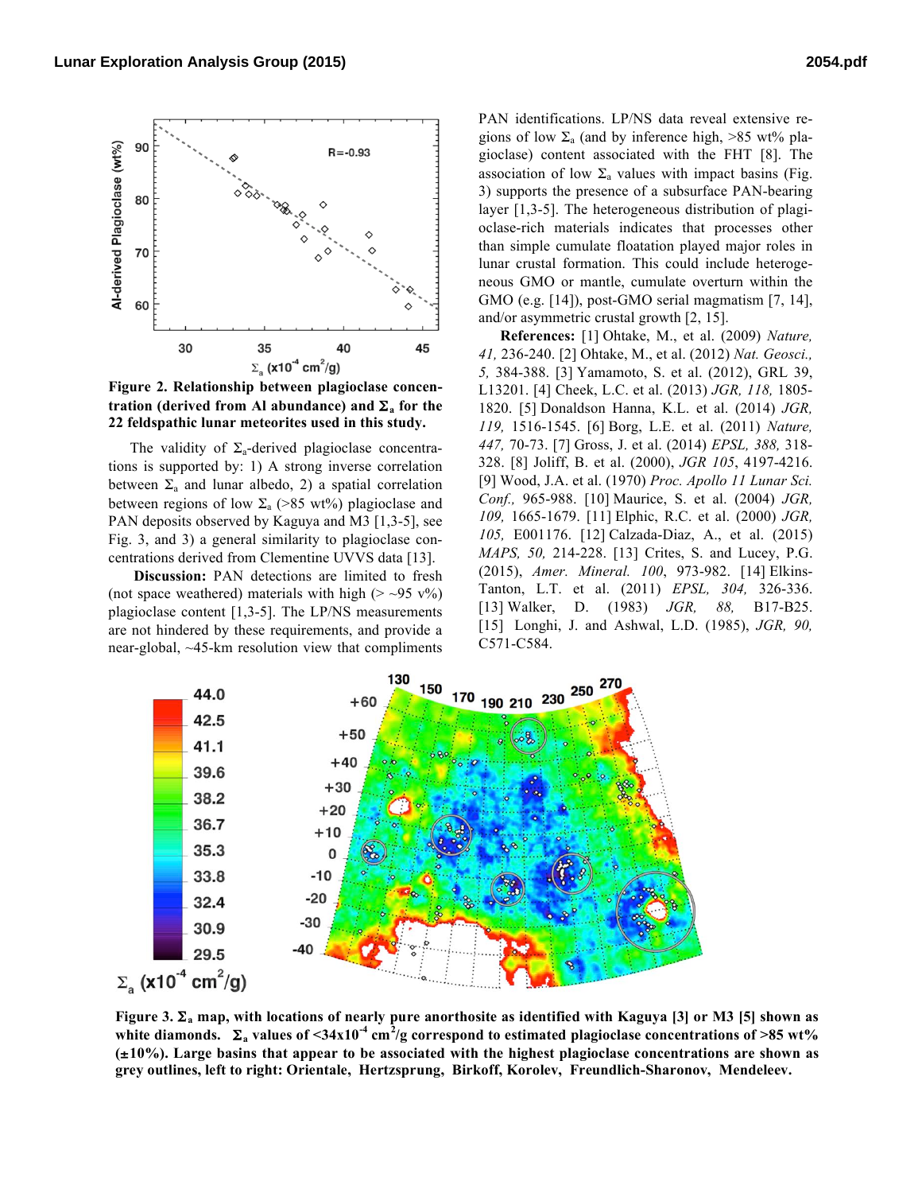90

80

70

60

Al-derived Plagioclase (wt%)

R=-0.93

30 35 40 45

$\Sigma_a$ (x10$^{-4}$ cm$^2$/g)

**Figure 2. Relationship between plagioclase concentration (derived from Al abundance) and $\Sigma_a$ for the 22 feldspathic lunar meteorites used in this study.**

The validity of $\Sigma_a$-derived plagioclase concentrations is supported by: 1) A strong inverse correlation between $\Sigma_a$ and lunar albedo, 2) a spatial correlation between regions of low $\Sigma_a$ (>85 wt%) plagioclase and PAN deposits observed by Kaguya and M3 [1,3-5], see Fig. 3, and 3) a general similarity to plagioclase concentrations derived from Clementine UVVS data [13].

**Discussion:** PAN detections are limited to fresh (not space weathered) materials with high (> ~95 v%) plagioclase content [1,3-5]. The LP/NS measurements are not hindered by these requirements, and provide a near-global, ~45-km resolution view that compliments PAN identifications. LP/NS data reveal extensive regions of low $\Sigma_a$ (and by inference high, >85 wt% plagioclase) content associated with the FHT [8]. The association of low $\Sigma_a$ values with impact basins (Fig. 3) supports the presence of a subsurface PAN-bearing layer [1,3-5]. The heterogeneous distribution of plagioclase-rich materials indicates that processes other than simple cumulate floatation played major roles in lunar crustal formation. This could include heterogeneous GMO or mantle, cumulate overturn within the GMO (e.g. [14]), post-GMO serial magmatism [7, 14], and/or asymmetric crustal growth [2, 15].

**References:** [1] Ohtake, M., et al. (2009) *Nature, 41,* 236-240. [2] Ohtake, M., et al. (2012) *Nat. Geosci., 5,* 384-388. [3] Yamamoto, S. et al. (2012), GRL 39, L13201. [4] Cheek, L.C. et al. (2013) *JGR, 118,* 1805-1820. [5] Donaldson Hanna, K.L. et al. (2014) *JGR, 119,* 1516-1545. [6] Borg, L.E. et al. (2011) *Nature, 447,* 70-73. [7] Gross, J. et al. (2014) *EPSL, 388,* 318-328. [8] Joliff, B. et al. (2000), *JGR 105*, 4197-4216. [9] Wood, J.A. et al. (1970) *Proc. Apollo 11 Lunar Sci. Conf.,* 965-988. [10] Maurice, S. et al. (2004) *JGR, 109,* 1665-1679. [11] Elphic, R.C. et al. (2000) *JGR, 105,* E001176. [12] Calzada-Diaz, A., et al. (2015) *MAPS, 50,* 214-228. [13] Crites, S. and Lucey, P.G. (2015), *Amer. Mineral. 100*, 973-982. [14] Elkins-Tanton, L.T. et al. (2011) *EPSL, 304,* 326-336. [13] Walker, D. (1983) *JGR, 88,* B17-B25. [15] Longhi, J. and Ashwal, L.D. (1985), *JGR, 90,* C571-C584.

44.0
42.5
41.1
39.6
38.2
36.7
35.3
33.8
32.4
30.9
29.5

$\Sigma_a$ (x10$^{-4}$ cm$^2$/g)

130 150 170 190 210 230 250 270

+60 +50 +40 +30 +20 +10 0 -10 -20 -30 -40

**Figure 3. $\Sigma_a$ map, with locations of nearly pure anorthosite as identified with Kaguya [3] or M3 [5] shown as white diamonds. $\Sigma_a$ values of <34x10$^{-4}$ cm$^2$/g correspond to estimated plagioclase concentrations of >85 wt% (±10%). Large basins that appear to be associated with the highest plagioclase concentrations are shown as grey outlines, left to right: Orientale, Hertzsprung, Birkoff, Korolev, Freundlich-Sharonov, Mendeleev.**